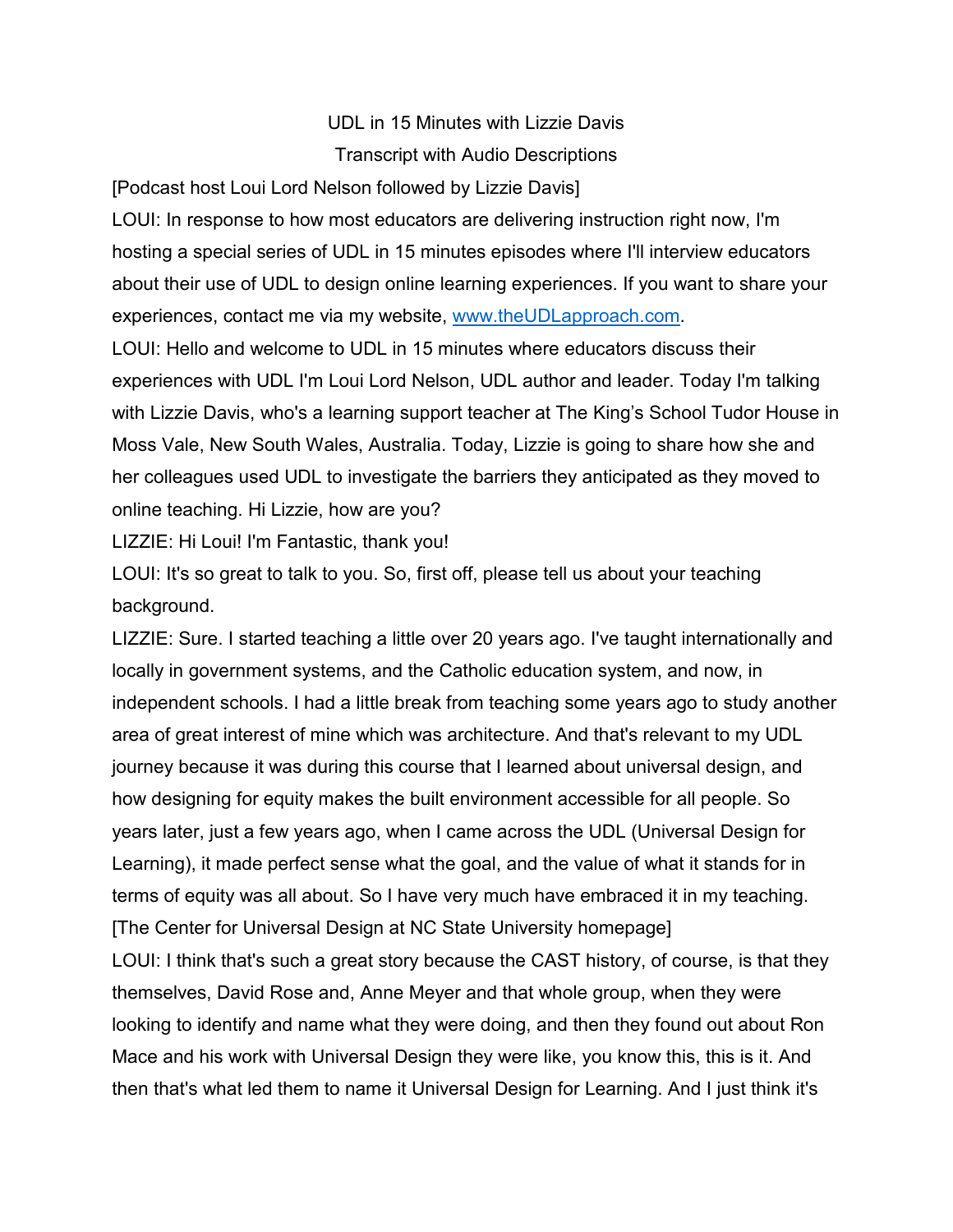UDL in 15 Minutes with Lizzie Davis

Transcript with Audio Descriptions

[Podcast host Loui Lord Nelson followed by Lizzie Davis]

LOUI: In response to how most educators are delivering instruction right now, I'm hosting a special series of UDL in 15 minutes episodes where I'll interview educators about their use of UDL to design online learning experiences. If you want to share your experiences, contact me via my website, [www.theUDLapproach.com](http://www.theUDLapproach.com).

LOUI: Hello and welcome to UDL in 15 minutes where educators discuss their experiences with UDL I'm Loui Lord Nelson, UDL author and leader. Today I'm talking with Lizzie Davis, who's a learning support teacher at The King's School Tudor House in Moss Vale, New South Wales, Australia. Today, Lizzie is going to share how she and her colleagues used UDL to investigate the barriers they anticipated as they moved to online teaching. Hi Lizzie, how are you?

LIZZIE: Hi Loui! I'm Fantastic, thank you!

LOUI: It's so great to talk to you. So, first off, please tell us about your teaching background.

LIZZIE: Sure. I started teaching a little over 20 years ago. I've taught internationally and locally in government systems, and the Catholic education system, and now, in independent schools. I had a little break from teaching some years ago to study another area of great interest of mine which was architecture. And that's relevant to my UDL journey because it was during this course that I learned about universal design, and how designing for equity makes the built environment accessible for all people. So years later, just a few years ago, when I came across the UDL (Universal Design for Learning), it made perfect sense what the goal, and the value of what it stands for in terms of equity was all about. So I have very much have embraced it in my teaching.

[The Center for Universal Design at NC State University homepage]

LOUI: I think that's such a great story because the CAST history, of course, is that they themselves, David Rose and, Anne Meyer and that whole group, when they were looking to identify and name what they were doing, and then they found out about Ron Mace and his work with Universal Design they were like, you know this, this is it. And then that's what led them to name it Universal Design for Learning. And I just think it's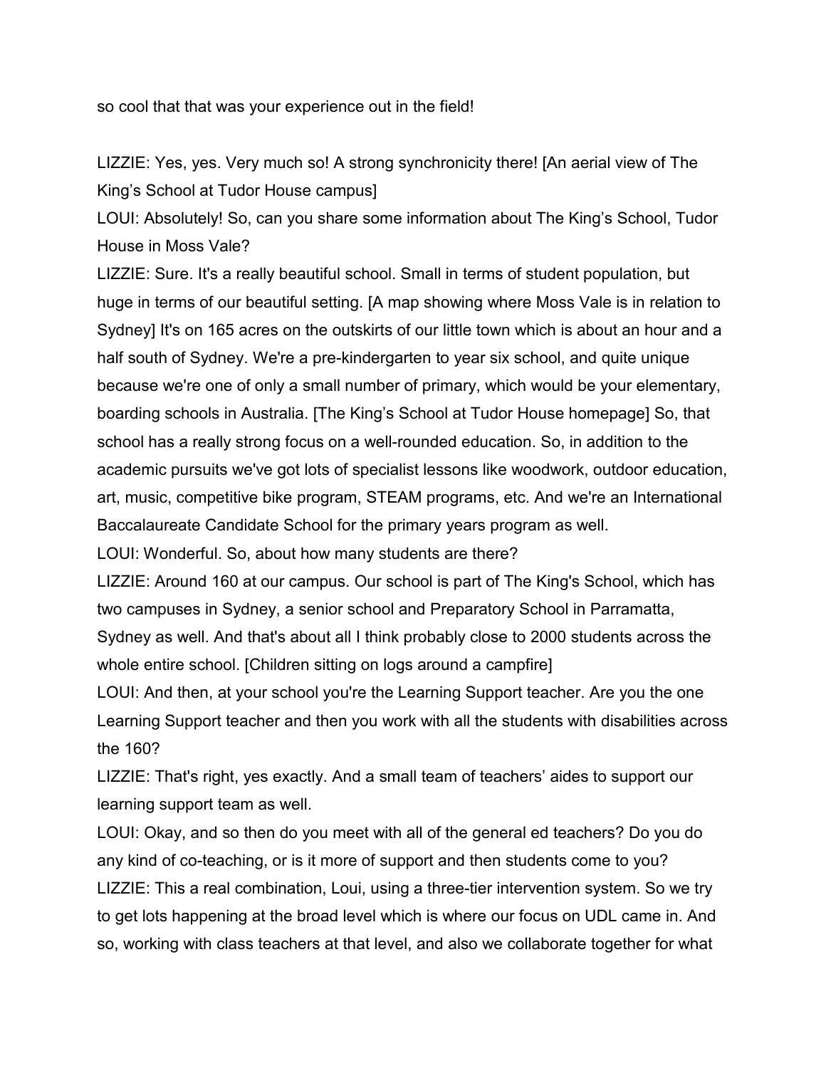so cool that that was your experience out in the field!

LIZZIE: Yes, yes. Very much so! A strong synchronicity there! [An aerial view of The King's School at Tudor House campus]

LOUI: Absolutely! So, can you share some information about The King's School, Tudor House in Moss Vale?

LIZZIE: Sure. It's a really beautiful school. Small in terms of student population, but huge in terms of our beautiful setting. [A map showing where Moss Vale is in relation to Sydney] It's on 165 acres on the outskirts of our little town which is about an hour and a half south of Sydney. We're a pre-kindergarten to year six school, and quite unique because we're one of only a small number of primary, which would be your elementary, boarding schools in Australia. [The King's School at Tudor House homepage] So, that school has a really strong focus on a well-rounded education. So, in addition to the academic pursuits we've got lots of specialist lessons like woodwork, outdoor education, art, music, competitive bike program, STEAM programs, etc. And we're an International Baccalaureate Candidate School for the primary years program as well.

LOUI: Wonderful. So, about how many students are there?

LIZZIE: Around 160 at our campus. Our school is part of The King's School, which has two campuses in Sydney, a senior school and Preparatory School in Parramatta, Sydney as well. And that's about all I think probably close to 2000 students across the whole entire school. [Children sitting on logs around a campfire]

LOUI: And then, at your school you're the Learning Support teacher. Are you the one Learning Support teacher and then you work with all the students with disabilities across the 160?

LIZZIE: That's right, yes exactly. And a small team of teachers' aides to support our learning support team as well.

LOUI: Okay, and so then do you meet with all of the general ed teachers? Do you do any kind of co-teaching, or is it more of support and then students come to you?

LIZZIE: This a real combination, Loui, using a three-tier intervention system. So we try to get lots happening at the broad level which is where our focus on UDL came in. And so, working with class teachers at that level, and also we collaborate together for what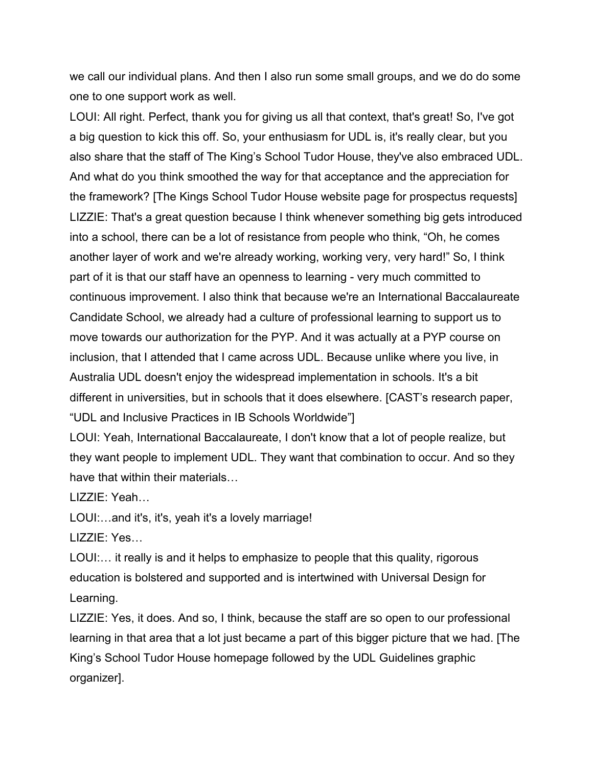we call our individual plans. And then I also run some small groups, and we do do some one to one support work as well.

LOUI: All right. Perfect, thank you for giving us all that context, that's great! So, I've got a big question to kick this off. So, your enthusiasm for UDL is, it's really clear, but you also share that the staff of The King's School Tudor House, they've also embraced UDL. And what do you think smoothed the way for that acceptance and the appreciation for the framework? [The Kings School Tudor House website page for prospectus requests]

LIZZIE: That's a great question because I think whenever something big gets introduced into a school, there can be a lot of resistance from people who think, "Oh, he comes another layer of work and we're already working, working very, very hard!" So, I think part of it is that our staff have an openness to learning - very much committed to continuous improvement. I also think that because we're an International Baccalaureate Candidate School, we already had a culture of professional learning to support us to move towards our authorization for the PYP. And it was actually at a PYP course on inclusion, that I attended that I came across UDL. Because unlike where you live, in Australia UDL doesn't enjoy the widespread implementation in schools. It's a bit different in universities, but in schools that it does elsewhere. [CAST's research paper, "UDL and Inclusive Practices in IB Schools Worldwide"]

LOUI: Yeah, International Baccalaureate, I don't know that a lot of people realize, but they want people to implement UDL. They want that combination to occur. And so they have that within their materials…

LIZZIE: Yeah…

LOUI:…and it's, it's, yeah it's a lovely marriage!

LIZZIE: Yes…

LOUI:… it really is and it helps to emphasize to people that this quality, rigorous education is bolstered and supported and is intertwined with Universal Design for Learning.

LIZZIE: Yes, it does. And so, I think, because the staff are so open to our professional learning in that area that a lot just became a part of this bigger picture that we had. [The King's School Tudor House homepage followed by the UDL Guidelines graphic organizer].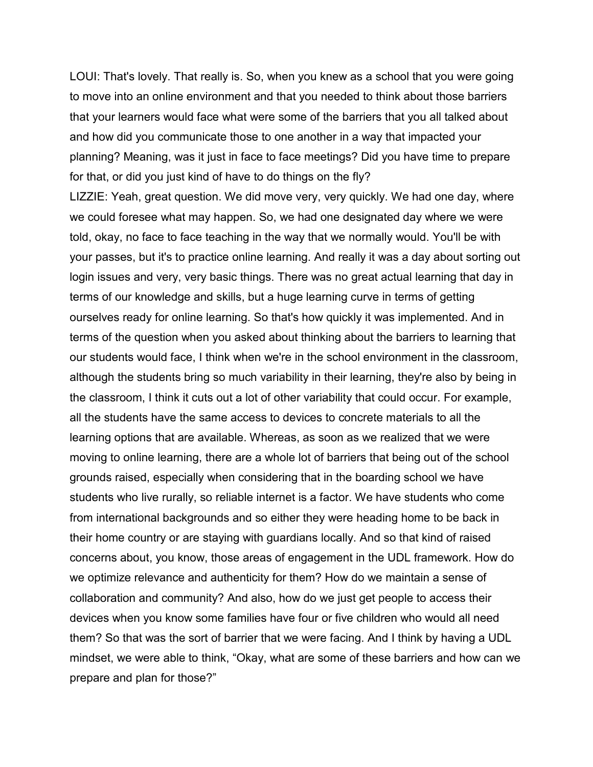LOUI: That's lovely. That really is. So, when you knew as a school that you were going to move into an online environment and that you needed to think about those barriers that your learners would face what were some of the barriers that you all talked about and how did you communicate those to one another in a way that impacted your planning? Meaning, was it just in face to face meetings? Did you have time to prepare for that, or did you just kind of have to do things on the fly?

LIZZIE: Yeah, great question. We did move very, very quickly. We had one day, where we could foresee what may happen. So, we had one designated day where we were told, okay, no face to face teaching in the way that we normally would. You'll be with your passes, but it's to practice online learning. And really it was a day about sorting out login issues and very, very basic things. There was no great actual learning that day in terms of our knowledge and skills, but a huge learning curve in terms of getting ourselves ready for online learning. So that's how quickly it was implemented. And in terms of the question when you asked about thinking about the barriers to learning that our students would face, I think when we're in the school environment in the classroom, although the students bring so much variability in their learning, they're also by being in the classroom, I think it cuts out a lot of other variability that could occur. For example, all the students have the same access to devices to concrete materials to all the learning options that are available. Whereas, as soon as we realized that we were moving to online learning, there are a whole lot of barriers that being out of the school grounds raised, especially when considering that in the boarding school we have students who live rurally, so reliable internet is a factor. We have students who come from international backgrounds and so either they were heading home to be back in their home country or are staying with guardians locally. And so that kind of raised concerns about, you know, those areas of engagement in the UDL framework. How do we optimize relevance and authenticity for them? How do we maintain a sense of collaboration and community? And also, how do we just get people to access their devices when you know some families have four or five children who would all need them? So that was the sort of barrier that we were facing. And I think by having a UDL mindset, we were able to think, "Okay, what are some of these barriers and how can we prepare and plan for those?"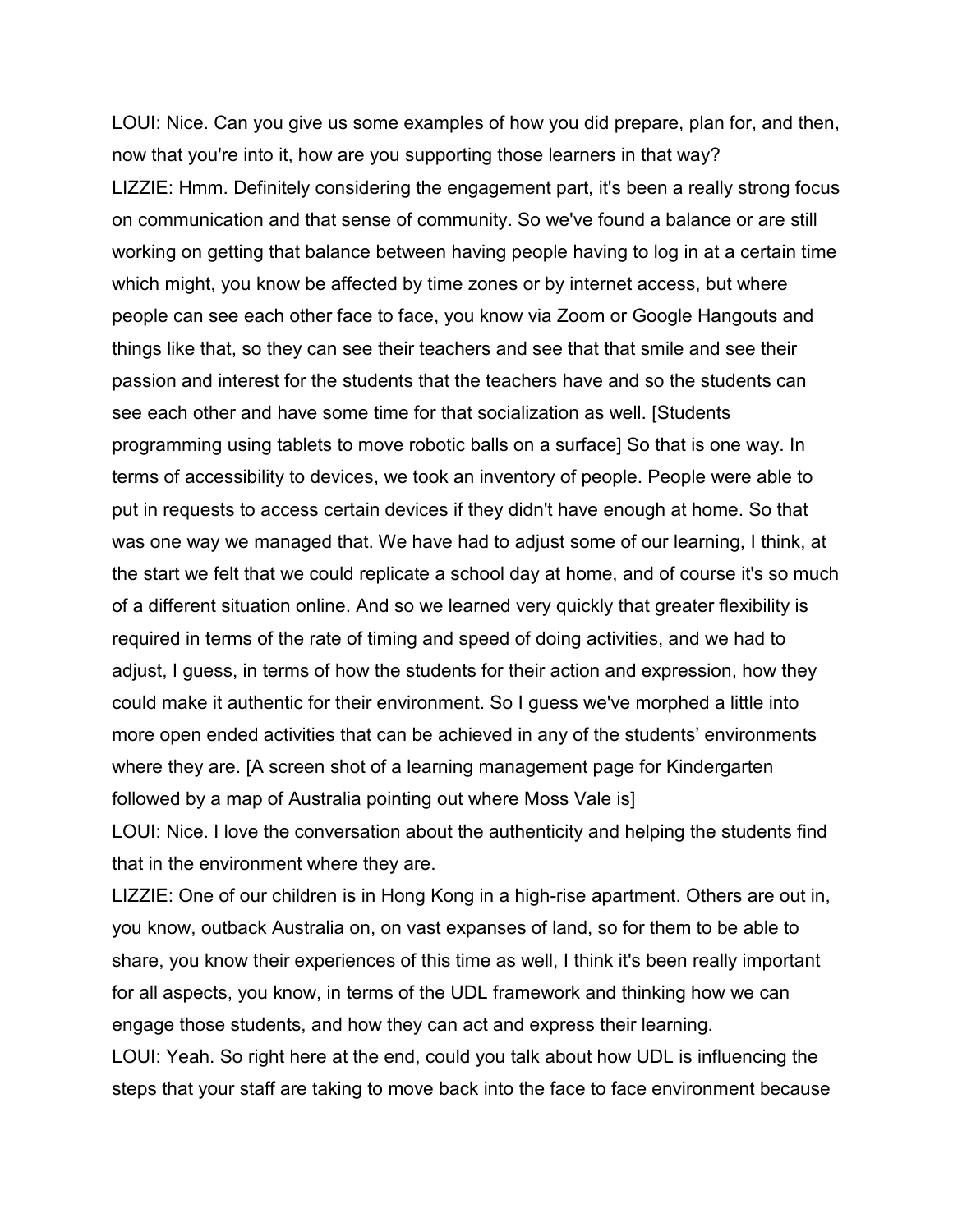LOUI: Nice. Can you give us some examples of how you did prepare, plan for, and then, now that you're into it, how are you supporting those learners in that way?

LIZZIE: Hmm. Definitely considering the engagement part, it's been a really strong focus on communication and that sense of community. So we've found a balance or are still working on getting that balance between having people having to log in at a certain time which might, you know be affected by time zones or by internet access, but where people can see each other face to face, you know via Zoom or Google Hangouts and things like that, so they can see their teachers and see that that smile and see their passion and interest for the students that the teachers have and so the students can see each other and have some time for that socialization as well. [Students programming using tablets to move robotic balls on a surface] So that is one way. In terms of accessibility to devices, we took an inventory of people. People were able to put in requests to access certain devices if they didn't have enough at home. So that was one way we managed that. We have had to adjust some of our learning, I think, at the start we felt that we could replicate a school day at home, and of course it's so much of a different situation online. And so we learned very quickly that greater flexibility is required in terms of the rate of timing and speed of doing activities, and we had to adjust, I guess, in terms of how the students for their action and expression, how they could make it authentic for their environment. So I guess we've morphed a little into more open ended activities that can be achieved in any of the students' environments where they are. [A screen shot of a learning management page for Kindergarten followed by a map of Australia pointing out where Moss Vale is]

LOUI: Nice. I love the conversation about the authenticity and helping the students find that in the environment where they are.

LIZZIE: One of our children is in Hong Kong in a high-rise apartment. Others are out in, you know, outback Australia on, on vast expanses of land, so for them to be able to share, you know their experiences of this time as well, I think it's been really important for all aspects, you know, in terms of the UDL framework and thinking how we can engage those students, and how they can act and express their learning.

LOUI: Yeah. So right here at the end, could you talk about how UDL is influencing the steps that your staff are taking to move back into the face to face environment because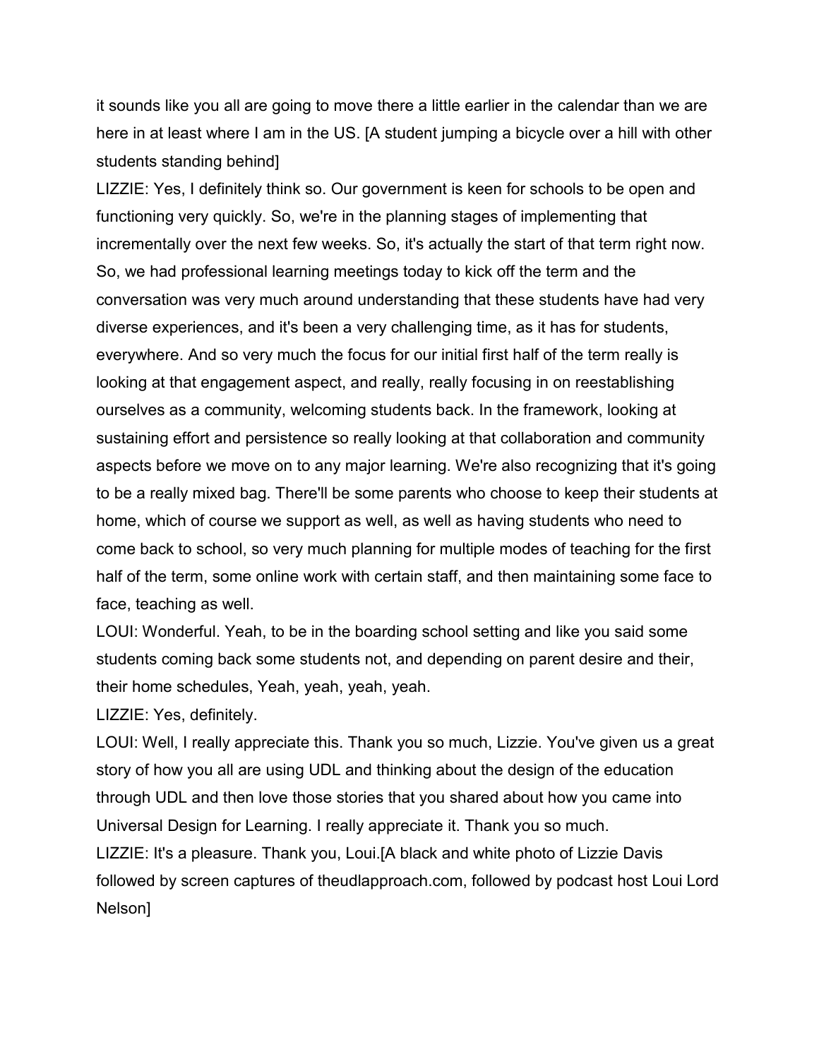it sounds like you all are going to move there a little earlier in the calendar than we are here in at least where I am in the US. [A student jumping a bicycle over a hill with other students standing behind]

LIZZIE: Yes, I definitely think so. Our government is keen for schools to be open and functioning very quickly. So, we're in the planning stages of implementing that incrementally over the next few weeks. So, it's actually the start of that term right now. So, we had professional learning meetings today to kick off the term and the conversation was very much around understanding that these students have had very diverse experiences, and it's been a very challenging time, as it has for students, everywhere. And so very much the focus for our initial first half of the term really is looking at that engagement aspect, and really, really focusing in on reestablishing ourselves as a community, welcoming students back. In the framework, looking at sustaining effort and persistence so really looking at that collaboration and community aspects before we move on to any major learning. We're also recognizing that it's going to be a really mixed bag. There'll be some parents who choose to keep their students at home, which of course we support as well, as well as having students who need to come back to school, so very much planning for multiple modes of teaching for the first half of the term, some online work with certain staff, and then maintaining some face to face, teaching as well.

LOUI: Wonderful. Yeah, to be in the boarding school setting and like you said some students coming back some students not, and depending on parent desire and their, their home schedules, Yeah, yeah, yeah, yeah.

LIZZIE: Yes, definitely.

LOUI: Well, I really appreciate this. Thank you so much, Lizzie. You've given us a great story of how you all are using UDL and thinking about the design of the education through UDL and then love those stories that you shared about how you came into Universal Design for Learning. I really appreciate it. Thank you so much.

LIZZIE: It's a pleasure. Thank you, Loui.[A black and white photo of Lizzie Davis followed by screen captures of theudlapproach.com, followed by podcast host Loui Lord Nelson]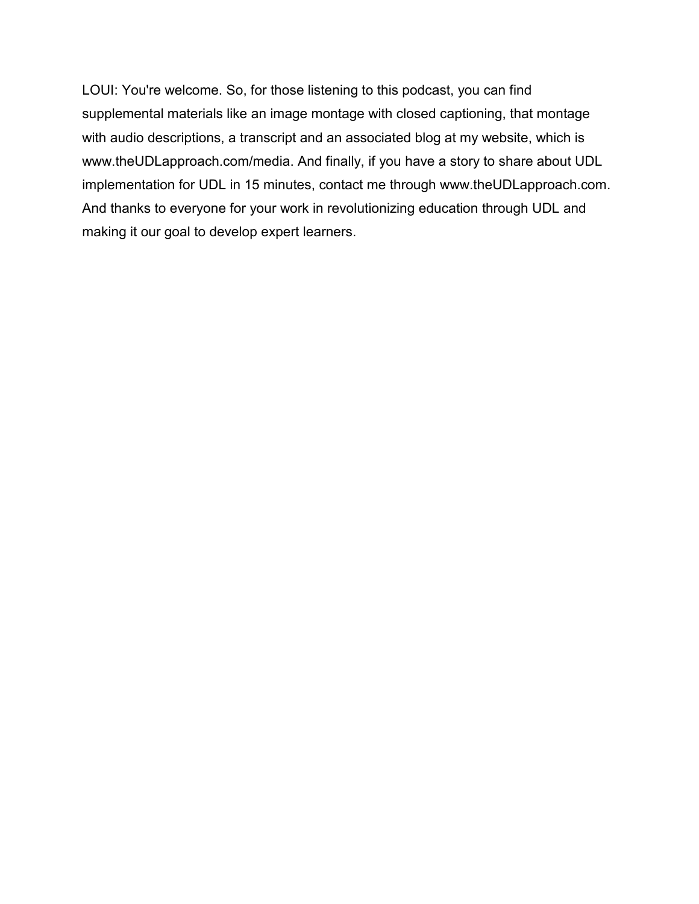LOUI: You're welcome. So, for those listening to this podcast, you can find supplemental materials like an image montage with closed captioning, that montage with audio descriptions, a transcript and an associated blog at my website, which is www.theUDLapproach.com/media. And finally, if you have a story to share about UDL implementation for UDL in 15 minutes, contact me through www.theUDLapproach.com. And thanks to everyone for your work in revolutionizing education through UDL and making it our goal to develop expert learners.